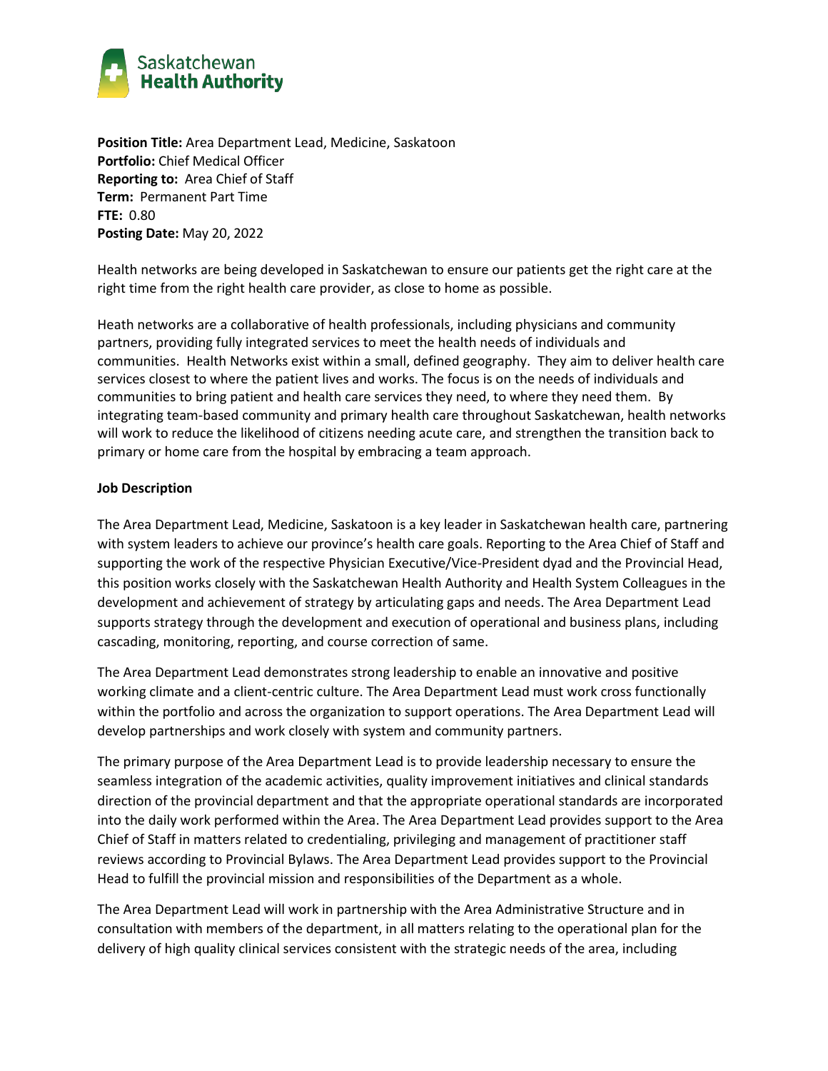Saskatchewan
**Health Authority**

**Position Title:** Area Department Lead, Medicine, Saskatoon
**Portfolio:** Chief Medical Officer
**Reporting to:** Area Chief of Staff
**Term:** Permanent Part Time
**FTE:** 0.80
**Posting Date:** May 20, 2022

Health networks are being developed in Saskatchewan to ensure our patients get the right care at the right time from the right health care provider, as close to home as possible.

Heath networks are a collaborative of health professionals, including physicians and community partners, providing fully integrated services to meet the health needs of individuals and communities. Health Networks exist within a small, defined geography. They aim to deliver health care services closest to where the patient lives and works. The focus is on the needs of individuals and communities to bring patient and health care services they need, to where they need them. By integrating team-based community and primary health care throughout Saskatchewan, health networks will work to reduce the likelihood of citizens needing acute care, and strengthen the transition back to primary or home care from the hospital by embracing a team approach.

**Job Description**

The Area Department Lead, Medicine, Saskatoon is a key leader in Saskatchewan health care, partnering with system leaders to achieve our province's health care goals. Reporting to the Area Chief of Staff and supporting the work of the respective Physician Executive/Vice-President dyad and the Provincial Head, this position works closely with the Saskatchewan Health Authority and Health System Colleagues in the development and achievement of strategy by articulating gaps and needs. The Area Department Lead supports strategy through the development and execution of operational and business plans, including cascading, monitoring, reporting, and course correction of same.

The Area Department Lead demonstrates strong leadership to enable an innovative and positive working climate and a client-centric culture. The Area Department Lead must work cross functionally within the portfolio and across the organization to support operations. The Area Department Lead will develop partnerships and work closely with system and community partners.

The primary purpose of the Area Department Lead is to provide leadership necessary to ensure the seamless integration of the academic activities, quality improvement initiatives and clinical standards direction of the provincial department and that the appropriate operational standards are incorporated into the daily work performed within the Area. The Area Department Lead provides support to the Area Chief of Staff in matters related to credentialing, privileging and management of practitioner staff reviews according to Provincial Bylaws. The Area Department Lead provides support to the Provincial Head to fulfill the provincial mission and responsibilities of the Department as a whole.

The Area Department Lead will work in partnership with the Area Administrative Structure and in consultation with members of the department, in all matters relating to the operational plan for the delivery of high quality clinical services consistent with the strategic needs of the area, including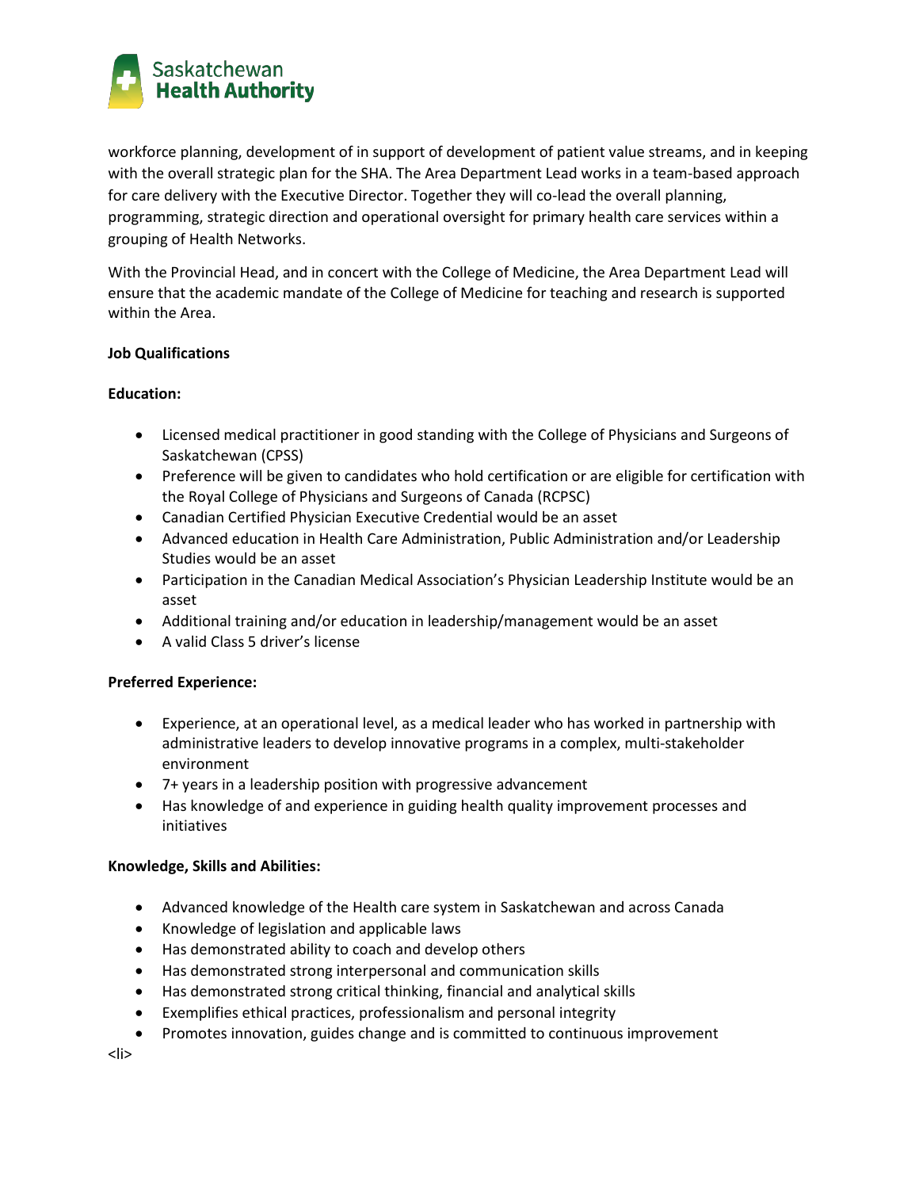workforce planning, development of in support of development of patient value streams, and in keeping with the overall strategic plan for the SHA. The Area Department Lead works in a team-based approach for care delivery with the Executive Director. Together they will co-lead the overall planning, programming, strategic direction and operational oversight for primary health care services within a grouping of Health Networks.

With the Provincial Head, and in concert with the College of Medicine, the Area Department Lead will ensure that the academic mandate of the College of Medicine for teaching and research is supported within the Area.

**Job Qualifications**

**Education:**

- Licensed medical practitioner in good standing with the College of Physicians and Surgeons of Saskatchewan (CPSS)
- Preference will be given to candidates who hold certification or are eligible for certification with the Royal College of Physicians and Surgeons of Canada (RCPSC)
- Canadian Certified Physician Executive Credential would be an asset
- Advanced education in Health Care Administration, Public Administration and/or Leadership Studies would be an asset
- Participation in the Canadian Medical Association's Physician Leadership Institute would be an asset
- Additional training and/or education in leadership/management would be an asset
- A valid Class 5 driver's license

**Preferred Experience:**

- Experience, at an operational level, as a medical leader who has worked in partnership with administrative leaders to develop innovative programs in a complex, multi-stakeholder environment
- 7+ years in a leadership position with progressive advancement
- Has knowledge of and experience in guiding health quality improvement processes and initiatives

**Knowledge, Skills and Abilities:**

- Advanced knowledge of the Health care system in Saskatchewan and across Canada
- Knowledge of legislation and applicable laws
- Has demonstrated ability to coach and develop others
- Has demonstrated strong interpersonal and communication skills
- Has demonstrated strong critical thinking, financial and analytical skills
- Exemplifies ethical practices, professionalism and personal integrity
- Promotes innovation, guides change and is committed to continuous improvement

<li>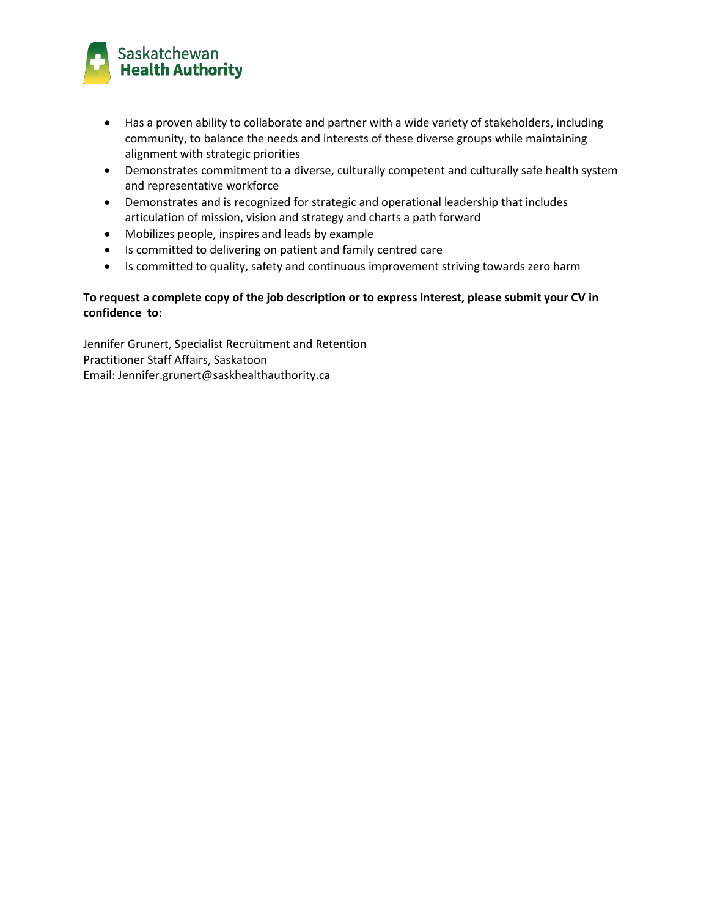- Has a proven ability to collaborate and partner with a wide variety of stakeholders, including community, to balance the needs and interests of these diverse groups while maintaining alignment with strategic priorities
- Demonstrates commitment to a diverse, culturally competent and culturally safe health system and representative workforce
- Demonstrates and is recognized for strategic and operational leadership that includes articulation of mission, vision and strategy and charts a path forward
- Mobilizes people, inspires and leads by example
- Is committed to delivering on patient and family centred care
- Is committed to quality, safety and continuous improvement striving towards zero harm

**To request a complete copy of the job description or to express interest, please submit your CV in confidence to:**

Jennifer Grunert, Specialist Recruitment and Retention
Practitioner Staff Affairs, Saskatoon
Email: Jennifer.grunert@saskhealthauthority.ca